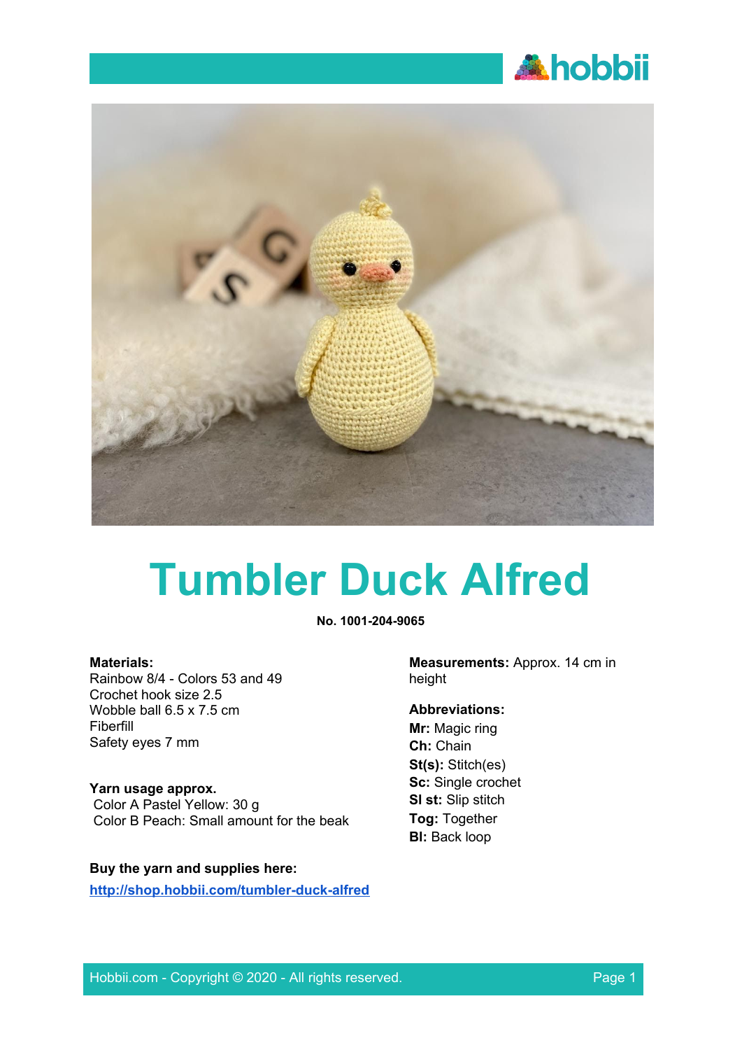# Tumbler Duck Alfred

**No. 1001-204-9065**

**Materials:**
Rainbow 8/4 - Colors 53 and 49
Crochet hook size 2.5
Wobble ball 6.5 x 7.5 cm
Fiberfill
Safety eyes 7 mm

**Yarn usage approx.**
Color A Pastel Yellow: 30 g
Color B Peach: Small amount for the beak

**Buy the yarn and supplies here:**
[http://shop.hobbii.com/tumbler-duck-alfred](http://shop.hobbii.com/tumbler-duck-alfred)

**Measurements:** Approx. 14 cm in height

**Abbreviations:**
**Mr:** Magic ring
**Ch:** Chain
**St(s):** Stitch(es)
**Sc:** Single crochet
**Sl st:** Slip stitch
**Tog:** Together
**Bl:** Back loop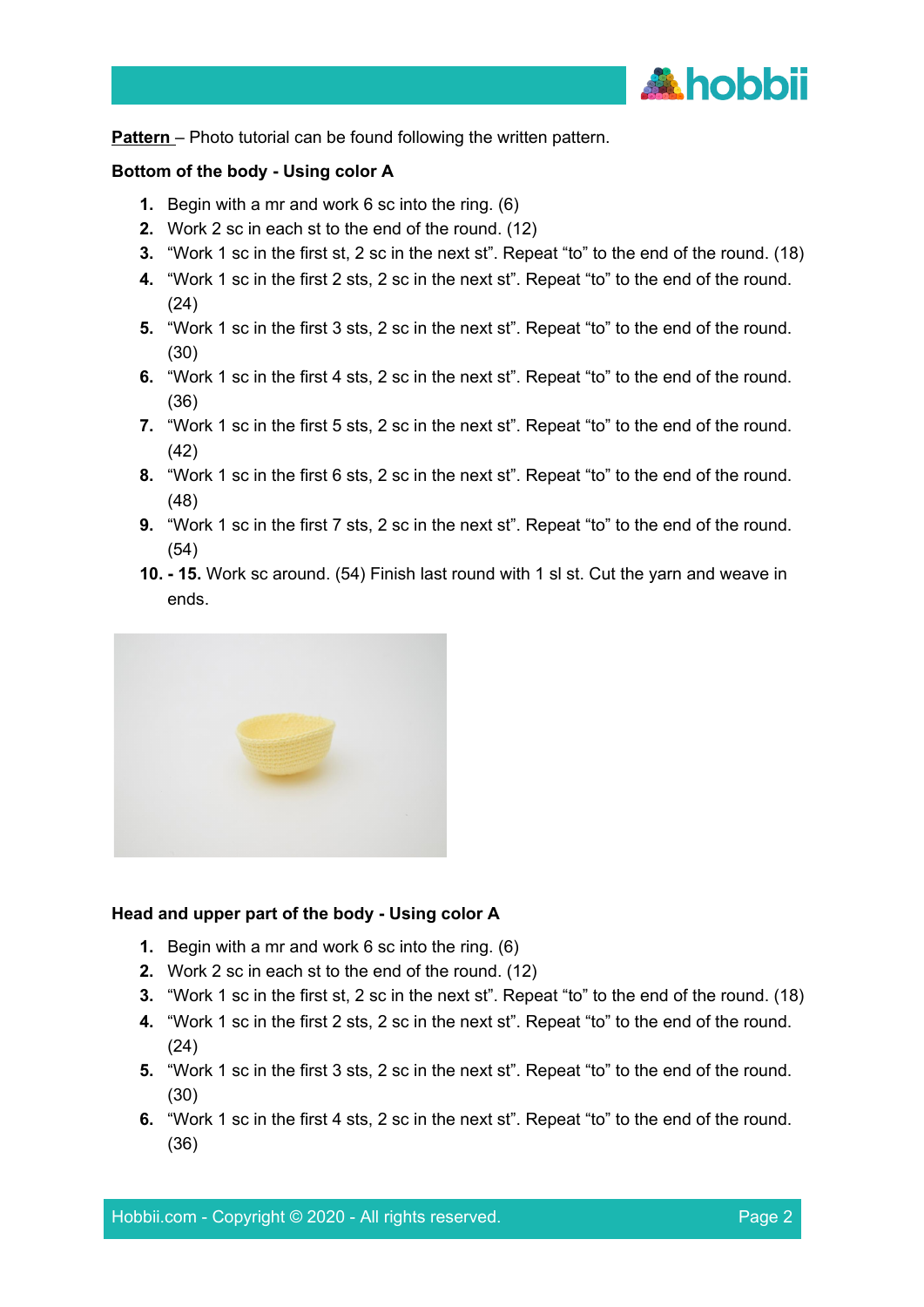**Pattern** – Photo tutorial can be found following the written pattern.

**Bottom of the body - Using color A**

1. Begin with a mr and work 6 sc into the ring. (6)
2. Work 2 sc in each st to the end of the round. (12)
3. "Work 1 sc in the first st, 2 sc in the next st". Repeat "to" to the end of the round. (18)
4. "Work 1 sc in the first 2 sts, 2 sc in the next st". Repeat "to" to the end of the round. (24)
5. "Work 1 sc in the first 3 sts, 2 sc in the next st". Repeat "to" to the end of the round. (30)
6. "Work 1 sc in the first 4 sts, 2 sc in the next st". Repeat "to" to the end of the round. (36)
7. "Work 1 sc in the first 5 sts, 2 sc in the next st". Repeat "to" to the end of the round. (42)
8. "Work 1 sc in the first 6 sts, 2 sc in the next st". Repeat "to" to the end of the round. (48)
9. "Work 1 sc in the first 7 sts, 2 sc in the next st". Repeat "to" to the end of the round. (54)

**10. - 15.** Work sc around. (54) Finish last round with 1 sl st. Cut the yarn and weave in ends.

**Head and upper part of the body - Using color A**

1. Begin with a mr and work 6 sc into the ring. (6)
2. Work 2 sc in each st to the end of the round. (12)
3. "Work 1 sc in the first st, 2 sc in the next st". Repeat "to" to the end of the round. (18)
4. "Work 1 sc in the first 2 sts, 2 sc in the next st". Repeat "to" to the end of the round. (24)
5. "Work 1 sc in the first 3 sts, 2 sc in the next st". Repeat "to" to the end of the round. (30)
6. "Work 1 sc in the first 4 sts, 2 sc in the next st". Repeat "to" to the end of the round. (36)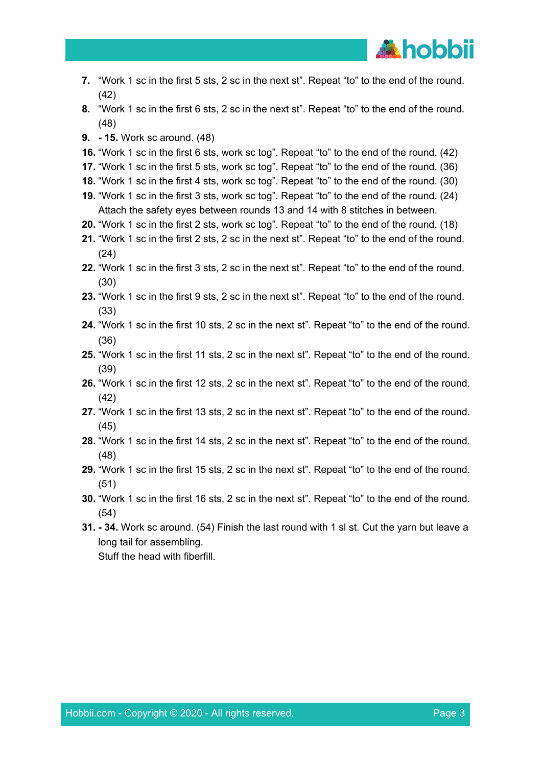7. "Work 1 sc in the first 5 sts, 2 sc in the next st". Repeat "to" to the end of the round. (42)
8. "Work 1 sc in the first 6 sts, 2 sc in the next st". Repeat "to" to the end of the round. (48)
9. **- 15.** Work sc around. (48)
16. "Work 1 sc in the first 6 sts, work sc tog". Repeat "to" to the end of the round. (42)
17. "Work 1 sc in the first 5 sts, work sc tog". Repeat "to" to the end of the round. (36)
18. "Work 1 sc in the first 4 sts, work sc tog". Repeat "to" to the end of the round. (30)
19. "Work 1 sc in the first 3 sts, work sc tog". Repeat "to" to the end of the round. (24)
    Attach the safety eyes between rounds 13 and 14 with 8 stitches in between.
20. "Work 1 sc in the first 2 sts, work sc tog". Repeat "to" to the end of the round. (18)
21. "Work 1 sc in the first 2 sts, 2 sc in the next st". Repeat "to" to the end of the round. (24)
22. "Work 1 sc in the first 3 sts, 2 sc in the next st". Repeat "to" to the end of the round. (30)
23. "Work 1 sc in the first 9 sts, 2 sc in the next st". Repeat "to" to the end of the round. (33)
24. "Work 1 sc in the first 10 sts, 2 sc in the next st". Repeat "to" to the end of the round. (36)
25. "Work 1 sc in the first 11 sts, 2 sc in the next st". Repeat "to" to the end of the round. (39)
26. "Work 1 sc in the first 12 sts, 2 sc in the next st". Repeat "to" to the end of the round. (42)
27. "Work 1 sc in the first 13 sts, 2 sc in the next st". Repeat "to" to the end of the round. (45)
28. "Work 1 sc in the first 14 sts, 2 sc in the next st". Repeat "to" to the end of the round. (48)
29. "Work 1 sc in the first 15 sts, 2 sc in the next st". Repeat "to" to the end of the round. (51)
30. "Work 1 sc in the first 16 sts, 2 sc in the next st". Repeat "to" to the end of the round. (54)
31. **- 34.** Work sc around. (54) Finish the last round with 1 sl st. Cut the yarn but leave a long tail for assembling.
    Stuff the head with fiberfill.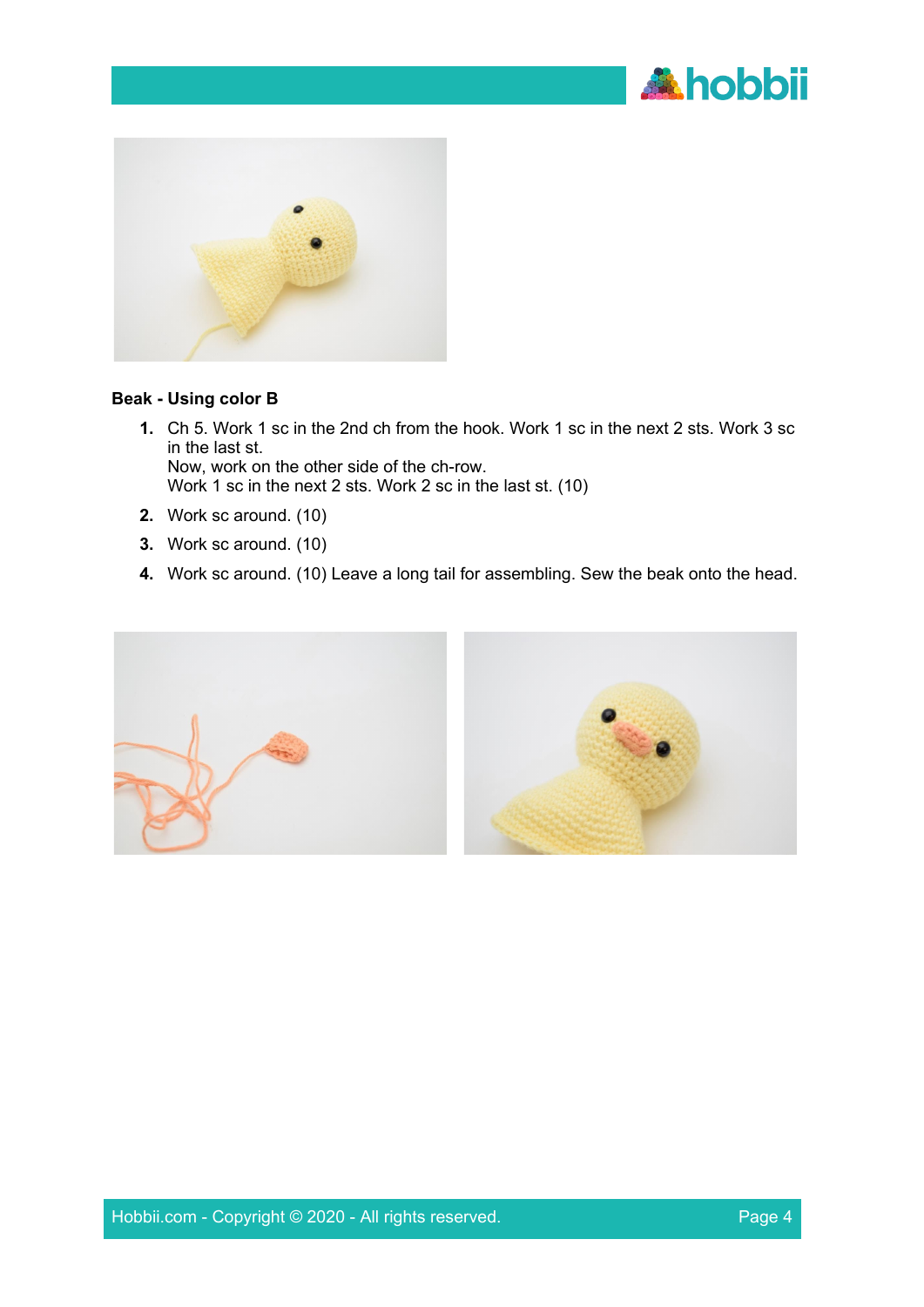**Beak - Using color B**

1. Ch 5. Work 1 sc in the 2nd ch from the hook. Work 1 sc in the next 2 sts. Work 3 sc in the last st.
   Now, work on the other side of the ch-row.
   Work 1 sc in the next 2 sts. Work 2 sc in the last st. (10)
2. Work sc around. (10)
3. Work sc around. (10)
4. Work sc around. (10) Leave a long tail for assembling. Sew the beak onto the head.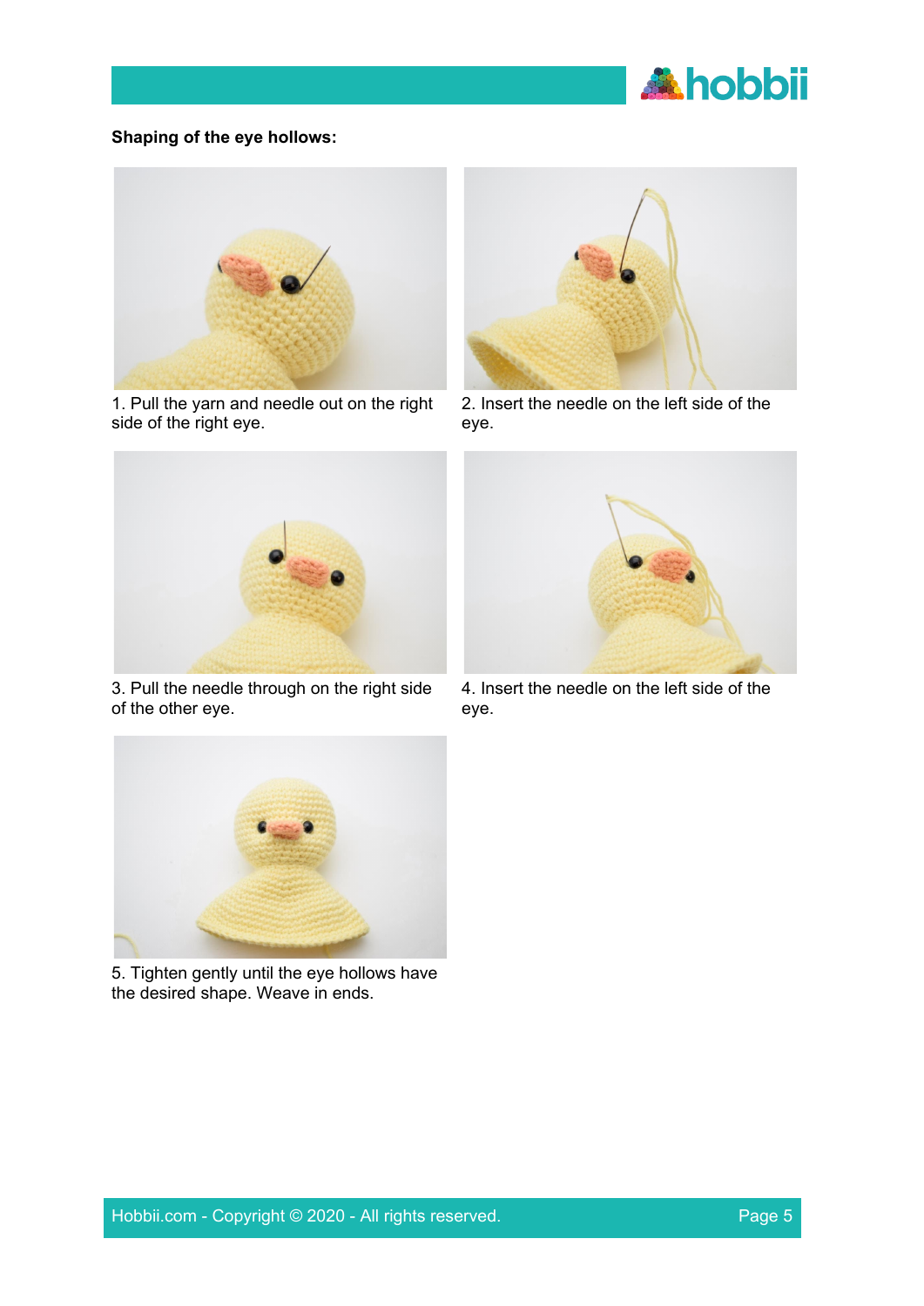**Shaping of the eye hollows:**

1. Pull the yarn and needle out on the right side of the right eye.

2. Insert the needle on the left side of the eye.

3. Pull the needle through on the right side of the other eye.

4. Insert the needle on the left side of the eye.

5. Tighten gently until the eye hollows have the desired shape. Weave in ends.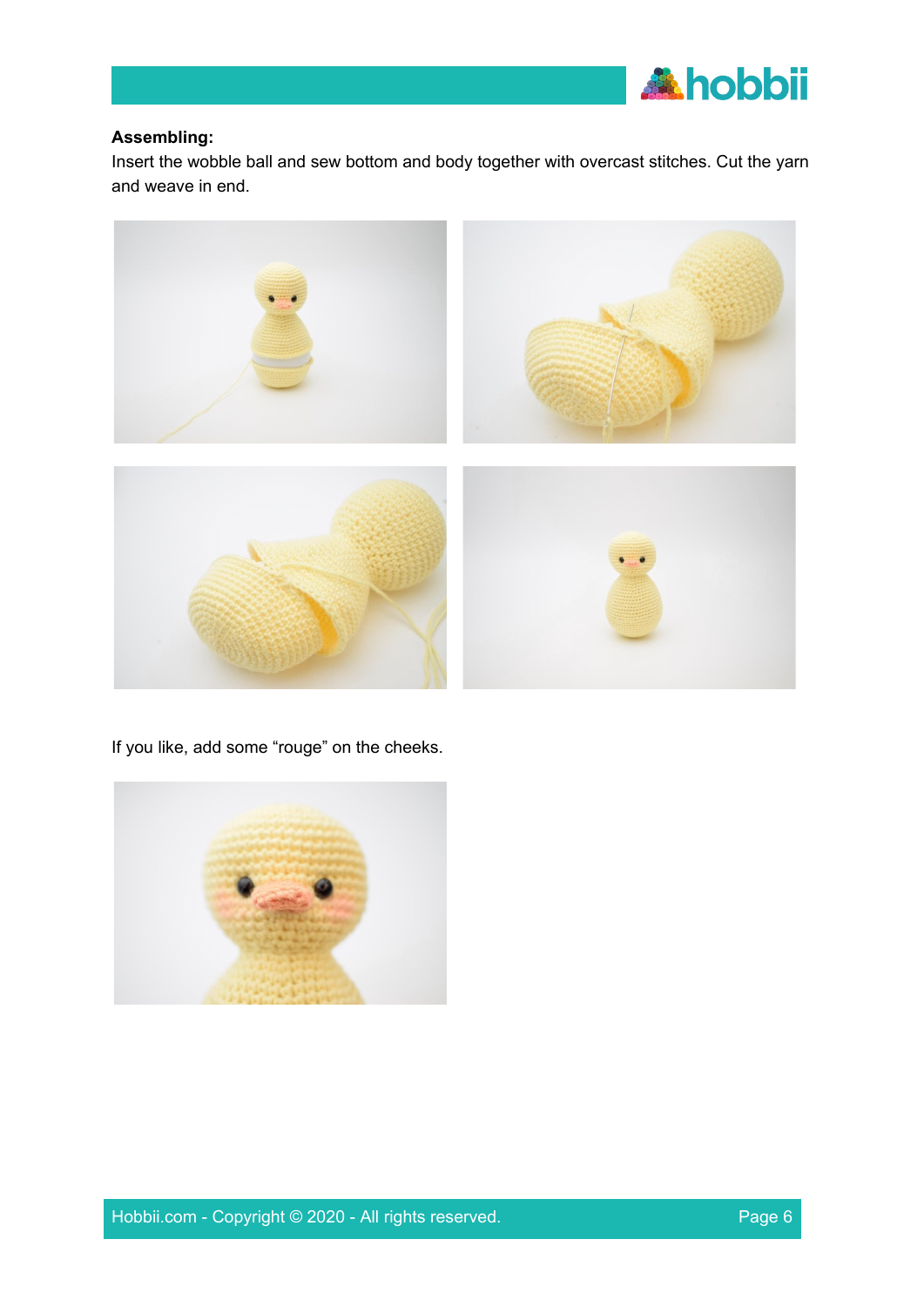**Assembling:**

Insert the wobble ball and sew bottom and body together with overcast stitches. Cut the yarn and weave in end.

If you like, add some “rouge” on the cheeks.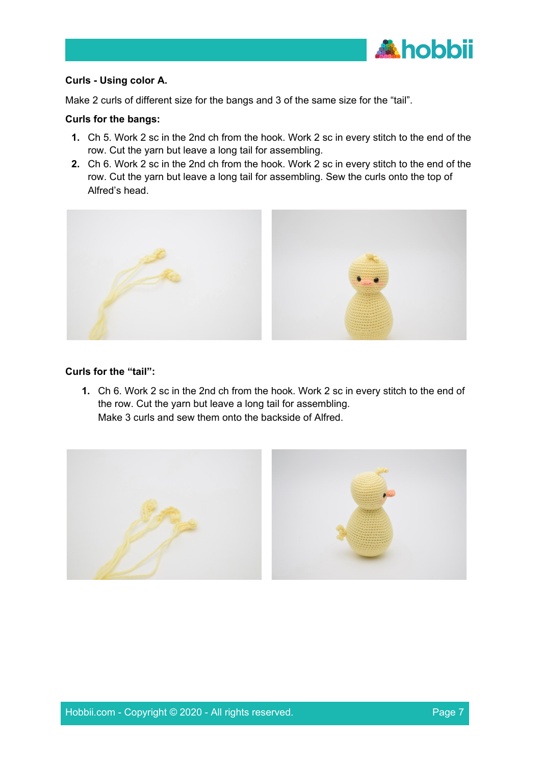**Curls - Using color A.**

Make 2 curls of different size for the bangs and 3 of the same size for the "tail".

**Curls for the bangs:**

1. Ch 5. Work 2 sc in the 2nd ch from the hook. Work 2 sc in every stitch to the end of the row. Cut the yarn but leave a long tail for assembling.
2. Ch 6. Work 2 sc in the 2nd ch from the hook. Work 2 sc in every stitch to the end of the row. Cut the yarn but leave a long tail for assembling. Sew the curls onto the top of Alfred's head.

**Curls for the "tail":**

1. Ch 6. Work 2 sc in the 2nd ch from the hook. Work 2 sc in every stitch to the end of the row. Cut the yarn but leave a long tail for assembling.
   Make 3 curls and sew them onto the backside of Alfred.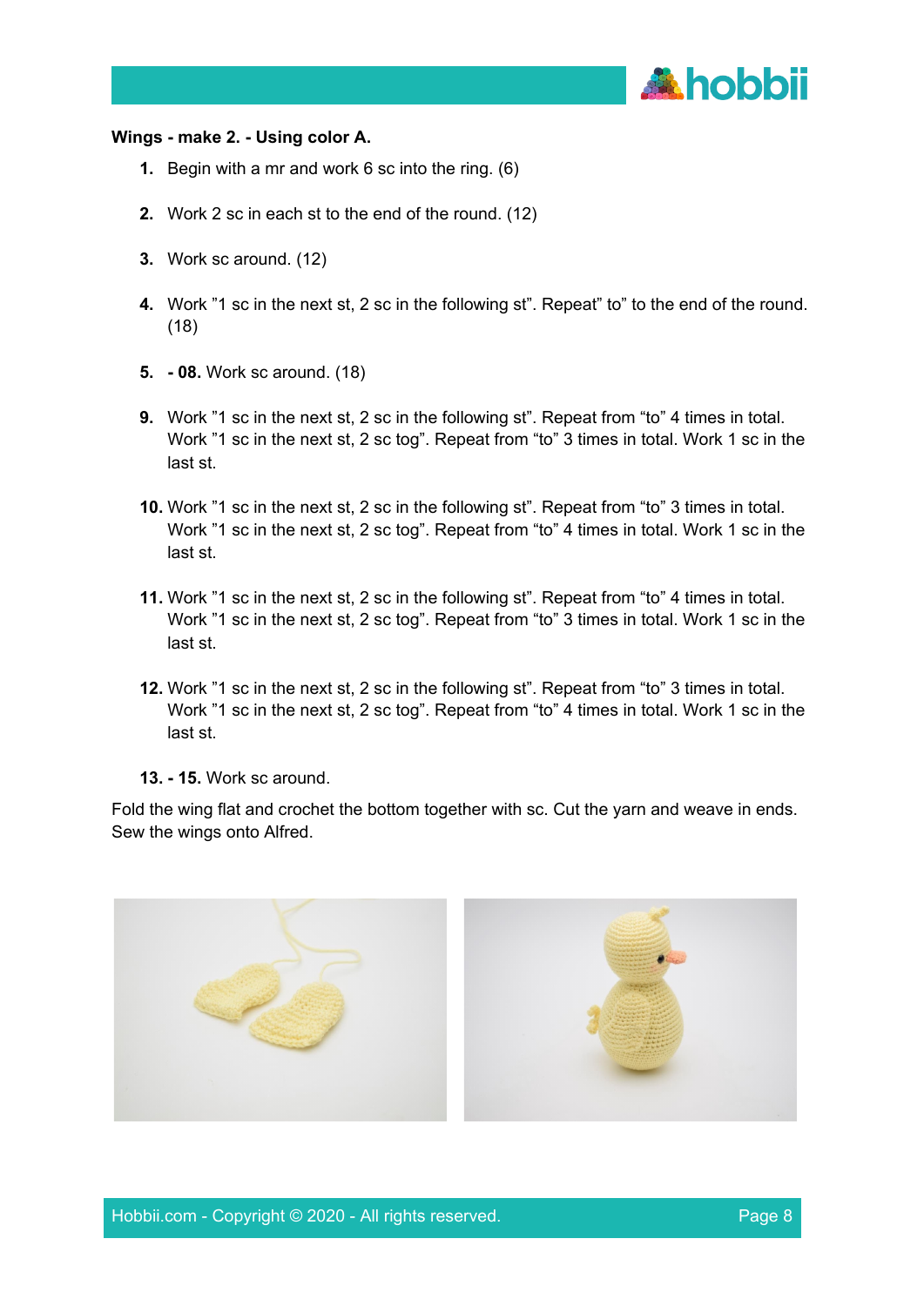**Wings - make 2. - Using color A.**

1. Begin with a mr and work 6 sc into the ring. (6)
2. Work 2 sc in each st to the end of the round. (12)
3. Work sc around. (12)
4. Work ”1 sc in the next st, 2 sc in the following st”. Repeat” to” to the end of the round. (18)
5. **- 08.** Work sc around. (18)
9. Work ”1 sc in the next st, 2 sc in the following st”. Repeat from “to” 4 times in total. Work ”1 sc in the next st, 2 sc tog”. Repeat from “to” 3 times in total. Work 1 sc in the last st.
10. Work ”1 sc in the next st, 2 sc in the following st”. Repeat from “to” 3 times in total. Work ”1 sc in the next st, 2 sc tog”. Repeat from “to” 4 times in total. Work 1 sc in the last st.
11. Work ”1 sc in the next st, 2 sc in the following st”. Repeat from “to” 4 times in total. Work ”1 sc in the next st, 2 sc tog”. Repeat from “to” 3 times in total. Work 1 sc in the last st.
12. Work ”1 sc in the next st, 2 sc in the following st”. Repeat from “to” 3 times in total. Work ”1 sc in the next st, 2 sc tog”. Repeat from “to” 4 times in total. Work 1 sc in the last st.
13. **- 15.** Work sc around.

Fold the wing flat and crochet the bottom together with sc. Cut the yarn and weave in ends. Sew the wings onto Alfred.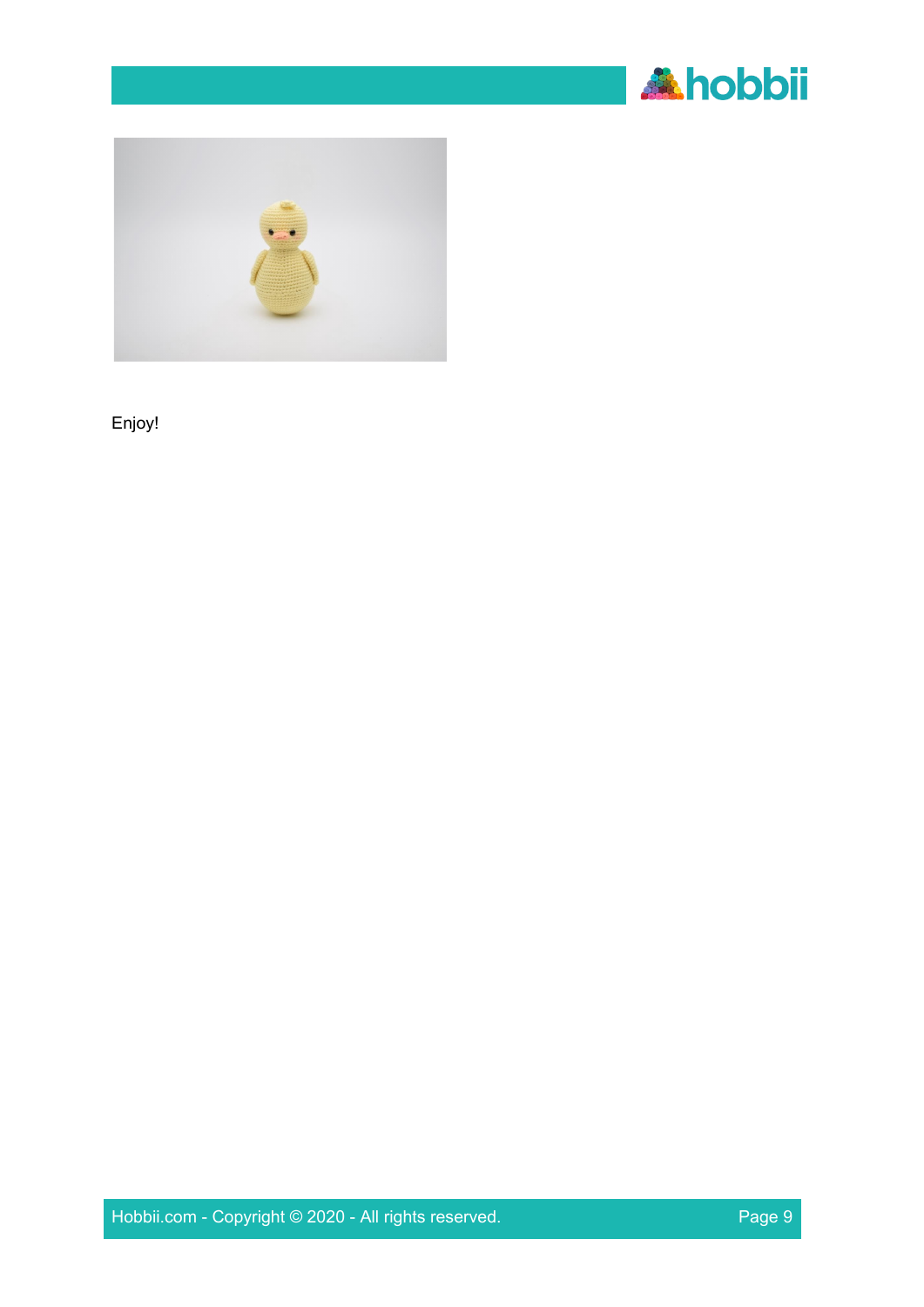Enjoy!